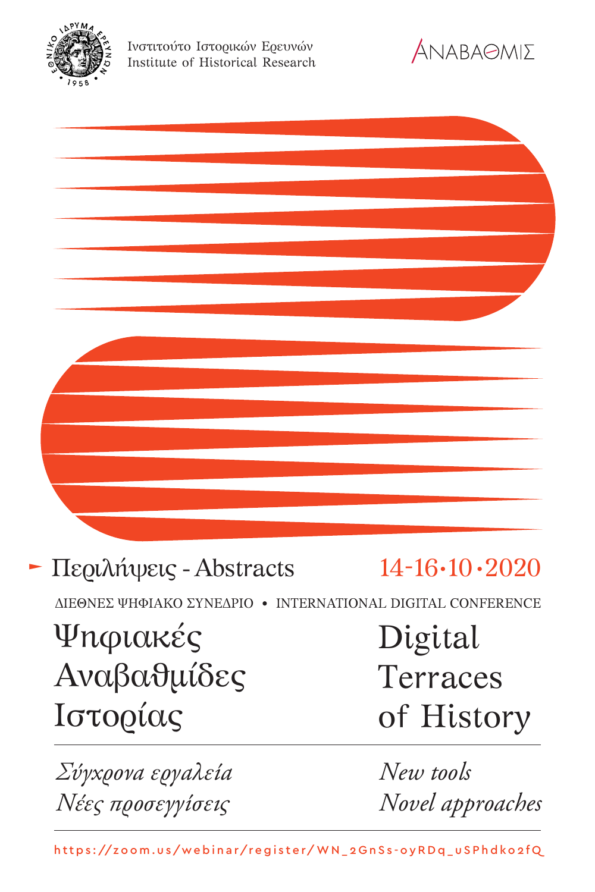Ινστιτούτο Ιστορικών Ερευνών
Institute of Historical Research

ΑΝΑΒΑΘΜΙΣ

Περιλήψεις - Abstracts

14-16·10·2020

ΔΙΕΘΝΕΣ ΨΗΦΙΑΚΟ ΣΥΝΕΔΡΙΟ • INTERNATIONAL DIGITAL CONFERENCE

# Ψηφιακές Αναβαθμίδες Ιστορίας

# Digital Terraces of History

*Σύγχρονα εργαλεία*
*Νέες προσεγγίσεις*

*New tools*
*Novel approaches*

https://zoom.us/webinar/register/WN_2GnSs-oyRDq_uSPhdko2fQ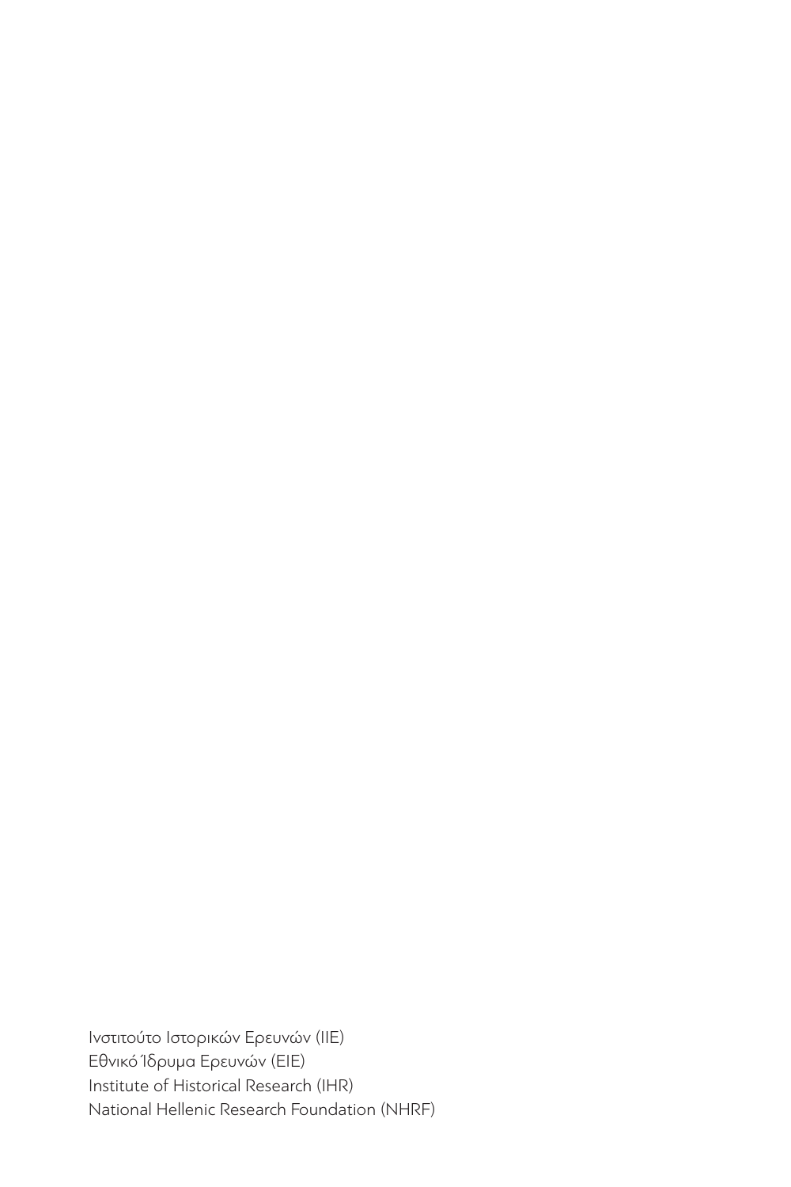Ινστιτούτο Ιστορικών Ερευνών (ΙΙΕ)
Εθνικό Ίδρυμα Ερευνών (ΕΙΕ)
Institute of Historical Research (IHR)
National Hellenic Research Foundation (NHRF)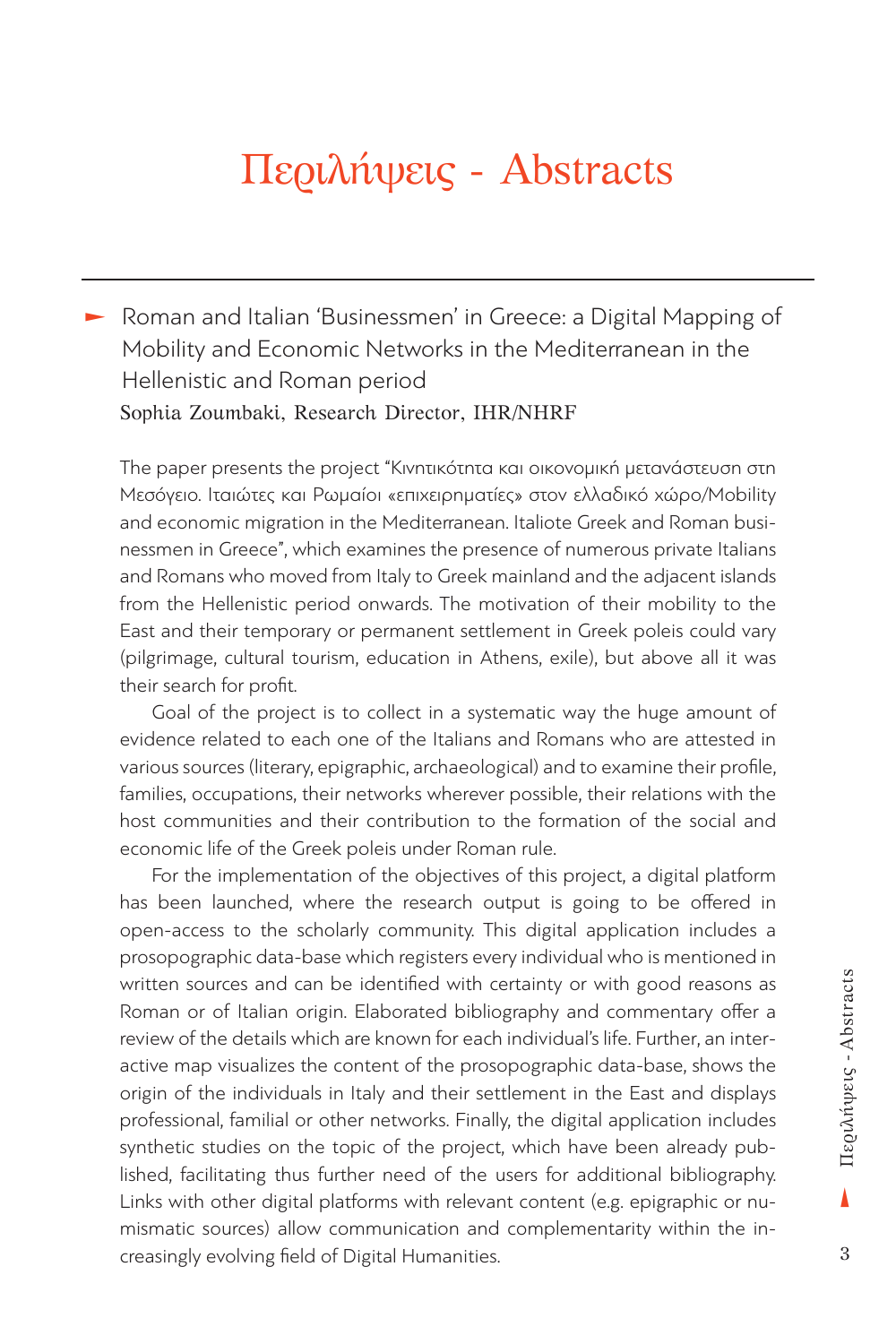# Περιλήψεις - Abstracts

---

## Roman and Italian 'Businessmen' in Greece: a Digital Mapping of Mobility and Economic Networks in the Mediterranean in the Hellenistic and Roman period

Sophia Zoumbaki, Research Director, IHR/NHRF

The paper presents the project "Κινητικότητα και οικονομική μετανάστευση στη Μεσόγειο. Ιταιώτες και Ρωμαίοι «επιχειρηματίες» στον ελλαδικό χώρο/Mobility and economic migration in the Mediterranean. Italiote Greek and Roman businessmen in Greece", which examines the presence of numerous private Italians and Romans who moved from Italy to Greek mainland and the adjacent islands from the Hellenistic period onwards. The motivation of their mobility to the East and their temporary or permanent settlement in Greek poleis could vary (pilgrimage, cultural tourism, education in Athens, exile), but above all it was their search for profit.

Goal of the project is to collect in a systematic way the huge amount of evidence related to each one of the Italians and Romans who are attested in various sources (literary, epigraphic, archaeological) and to examine their profile, families, occupations, their networks wherever possible, their relations with the host communities and their contribution to the formation of the social and economic life of the Greek poleis under Roman rule.

For the implementation of the objectives of this project, a digital platform has been launched, where the research output is going to be offered in open-access to the scholarly community. This digital application includes a prosopographic data-base which registers every individual who is mentioned in written sources and can be identified with certainty or with good reasons as Roman or of Italian origin. Elaborated bibliography and commentary offer a review of the details which are known for each individual's life. Further, an interactive map visualizes the content of the prosopographic data-base, shows the origin of the individuals in Italy and their settlement in the East and displays professional, familial or other networks. Finally, the digital application includes synthetic studies on the topic of the project, which have been already published, facilitating thus further need of the users for additional bibliography. Links with other digital platforms with relevant content (e.g. epigraphic or numismatic sources) allow communication and complementarity within the increasingly evolving field of Digital Humanities.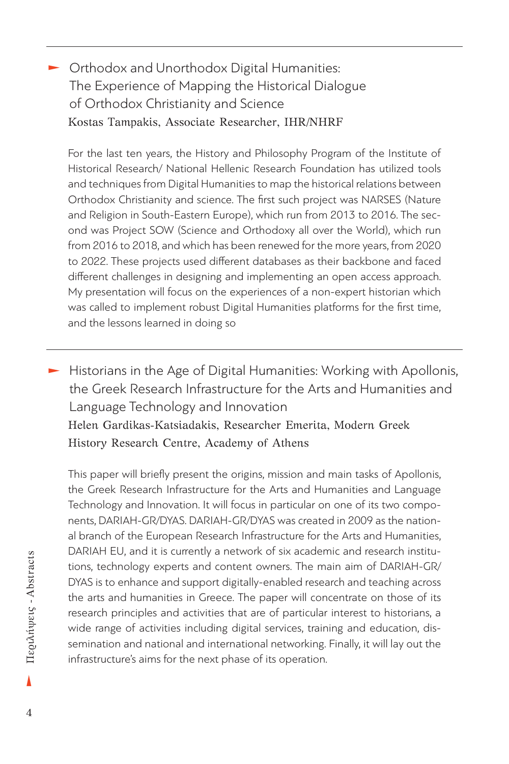## Orthodox and Unorthodox Digital Humanities: The Experience of Mapping the Historical Dialogue of Orthodox Christianity and Science

Kostas Tampakis, Associate Researcher, IHR/NHRF

For the last ten years, the History and Philosophy Program of the Institute of Historical Research/ National Hellenic Research Foundation has utilized tools and techniques from Digital Humanities to map the historical relations between Orthodox Christianity and science. The first such project was NARSES (Nature and Religion in South-Eastern Europe), which run from 2013 to 2016. The second was Project SOW (Science and Orthodoxy all over the World), which run from 2016 to 2018, and which has been renewed for the more years, from 2020 to 2022. These projects used different databases as their backbone and faced different challenges in designing and implementing an open access approach. My presentation will focus on the experiences of a non-expert historian which was called to implement robust Digital Humanities platforms for the first time, and the lessons learned in doing so

## Historians in the Age of Digital Humanities: Working with Apollonis, the Greek Research Infrastructure for the Arts and Humanities and Language Technology and Innovation

Helen Gardikas-Katsiadakis, Researcher Emerita, Modern Greek History Research Centre, Academy of Athens

This paper will briefly present the origins, mission and main tasks of Apollonis, the Greek Research Infrastructure for the Arts and Humanities and Language Technology and Innovation. It will focus in particular on one of its two components, DARIAH-GR/DYAS. DARIAH-GR/DYAS was created in 2009 as the national branch of the European Research Infrastructure for the Arts and Humanities, DARIAH EU, and it is currently a network of six academic and research institutions, technology experts and content owners. The main aim of DARIAH-GR/DYAS is to enhance and support digitally-enabled research and teaching across the arts and humanities in Greece. The paper will concentrate on those of its research principles and activities that are of particular interest to historians, a wide range of activities including digital services, training and education, dissemination and national and international networking. Finally, it will lay out the infrastructure's aims for the next phase of its operation.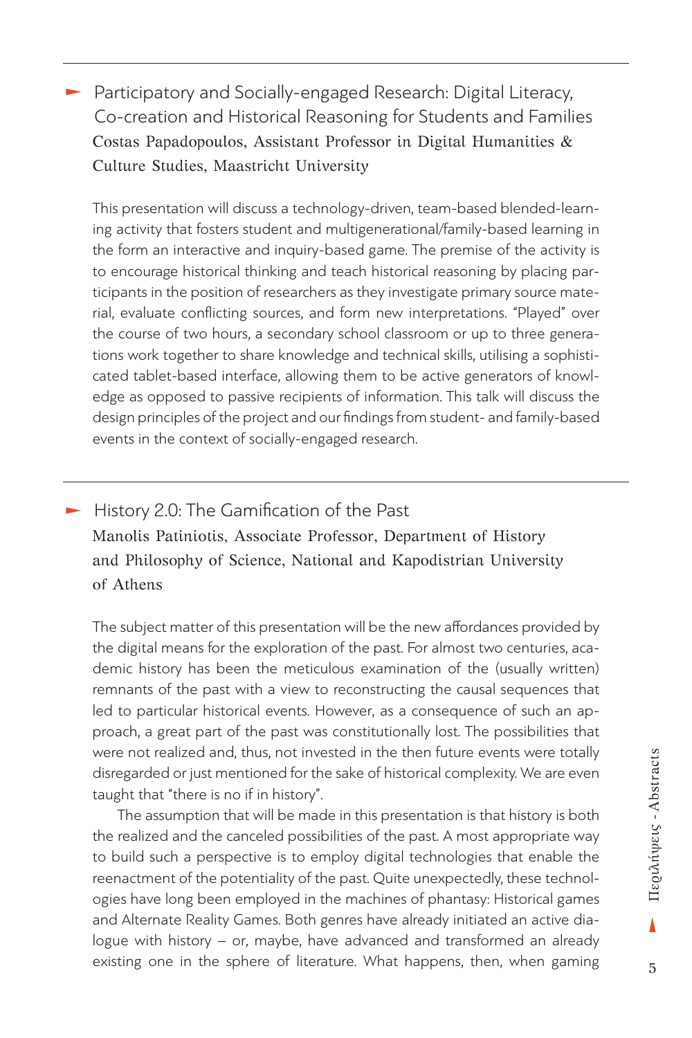## Participatory and Socially-engaged Research: Digital Literacy, Co-creation and Historical Reasoning for Students and Families

Costas Papadopoulos, Assistant Professor in Digital Humanities & Culture Studies, Maastricht University

This presentation will discuss a technology-driven, team-based blended-learning activity that fosters student and multigenerational/family-based learning in the form an interactive and inquiry-based game. The premise of the activity is to encourage historical thinking and teach historical reasoning by placing participants in the position of researchers as they investigate primary source material, evaluate conflicting sources, and form new interpretations. "Played" over the course of two hours, a secondary school classroom or up to three generations work together to share knowledge and technical skills, utilising a sophisticated tablet-based interface, allowing them to be active generators of knowledge as opposed to passive recipients of information. This talk will discuss the design principles of the project and our findings from student- and family-based events in the context of socially-engaged research.

## History 2.0: The Gamification of the Past

Manolis Patiniotis, Associate Professor, Department of History and Philosophy of Science, National and Kapodistrian University of Athens

The subject matter of this presentation will be the new affordances provided by the digital means for the exploration of the past. For almost two centuries, academic history has been the meticulous examination of the (usually written) remnants of the past with a view to reconstructing the causal sequences that led to particular historical events. However, as a consequence of such an approach, a great part of the past was constitutionally lost. The possibilities that were not realized and, thus, not invested in the then future events were totally disregarded or just mentioned for the sake of historical complexity. We are even taught that "there is no if in history".

The assumption that will be made in this presentation is that history is both the realized and the canceled possibilities of the past. A most appropriate way to build such a perspective is to employ digital technologies that enable the reenactment of the potentiality of the past. Quite unexpectedly, these technologies have long been employed in the machines of phantasy: Historical games and Alternate Reality Games. Both genres have already initiated an active dialogue with history – or, maybe, have advanced and transformed an already existing one in the sphere of literature. What happens, then, when gaming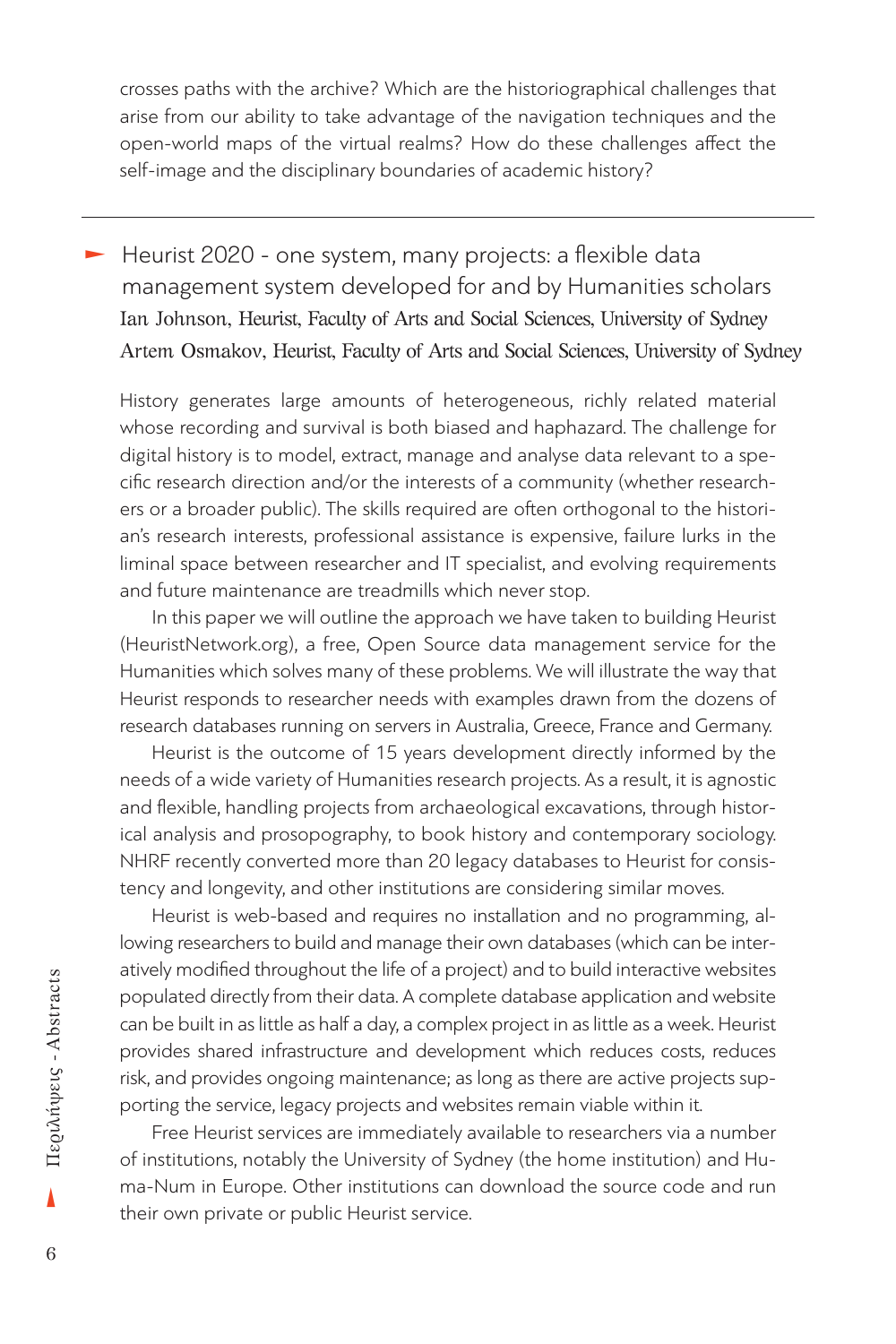crosses paths with the archive? Which are the historiographical challenges that arise from our ability to take advantage of the navigation techniques and the open-world maps of the virtual realms? How do these challenges affect the self-image and the disciplinary boundaries of academic history?

---

## Heurist 2020 - one system, many projects: a flexible data management system developed for and by Humanities scholars

Ian Johnson, Heurist, Faculty of Arts and Social Sciences, University of Sydney
Artem Osmakov, Heurist, Faculty of Arts and Social Sciences, University of Sydney

History generates large amounts of heterogeneous, richly related material whose recording and survival is both biased and haphazard. The challenge for digital history is to model, extract, manage and analyse data relevant to a specific research direction and/or the interests of a community (whether researchers or a broader public). The skills required are often orthogonal to the historian's research interests, professional assistance is expensive, failure lurks in the liminal space between researcher and IT specialist, and evolving requirements and future maintenance are treadmills which never stop.

In this paper we will outline the approach we have taken to building Heurist (HeuristNetwork.org), a free, Open Source data management service for the Humanities which solves many of these problems. We will illustrate the way that Heurist responds to researcher needs with examples drawn from the dozens of research databases running on servers in Australia, Greece, France and Germany.

Heurist is the outcome of 15 years development directly informed by the needs of a wide variety of Humanities research projects. As a result, it is agnostic and flexible, handling projects from archaeological excavations, through historical analysis and prosopography, to book history and contemporary sociology. NHRF recently converted more than 20 legacy databases to Heurist for consistency and longevity, and other institutions are considering similar moves.

Heurist is web-based and requires no installation and no programming, allowing researchers to build and manage their own databases (which can be interatively modified throughout the life of a project) and to build interactive websites populated directly from their data. A complete database application and website can be built in as little as half a day, a complex project in as little as a week. Heurist provides shared infrastructure and development which reduces costs, reduces risk, and provides ongoing maintenance; as long as there are active projects supporting the service, legacy projects and websites remain viable within it.

Free Heurist services are immediately available to researchers via a number of institutions, notably the University of Sydney (the home institution) and Huma-Num in Europe. Other institutions can download the source code and run their own private or public Heurist service.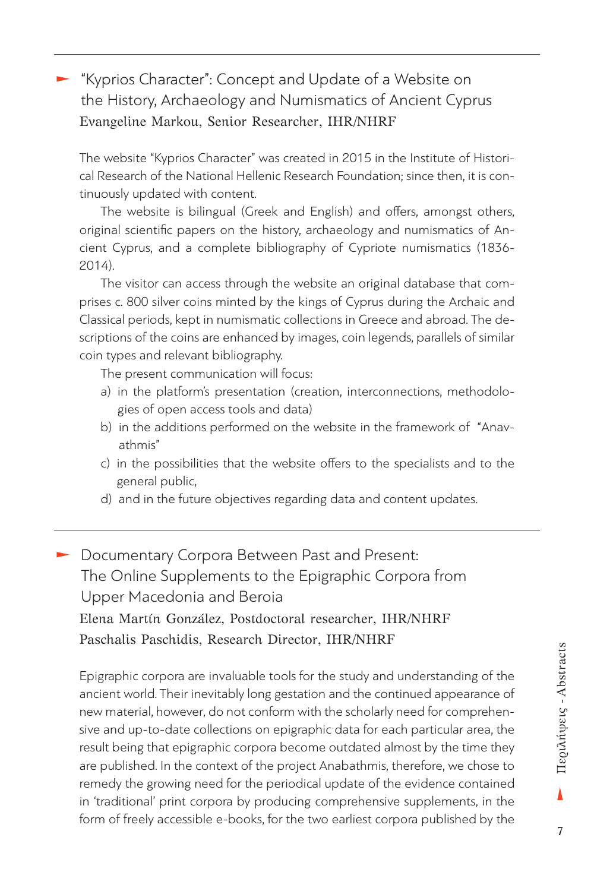## “Kyprios Character”: Concept and Update of a Website on the History, Archaeology and Numismatics of Ancient Cyprus

Evangeline Markou, Senior Researcher, IHR/NHRF

The website “Kyprios Character” was created in 2015 in the Institute of Historical Research of the National Hellenic Research Foundation; since then, it is continuously updated with content.

The website is bilingual (Greek and English) and offers, amongst others, original scientific papers on the history, archaeology and numismatics of Ancient Cyprus, and a complete bibliography of Cypriote numismatics (1836-2014).

The visitor can access through the website an original database that comprises c. 800 silver coins minted by the kings of Cyprus during the Archaic and Classical periods, kept in numismatic collections in Greece and abroad. The descriptions of the coins are enhanced by images, coin legends, parallels of similar coin types and relevant bibliography.

The present communication will focus:

a) in the platform’s presentation (creation, interconnections, methodologies of open access tools and data)
b) in the additions performed on the website in the framework of “Anavathmis”
c) in the possibilities that the website offers to the specialists and to the general public,
d) and in the future objectives regarding data and content updates.

## Documentary Corpora Between Past and Present: The Online Supplements to the Epigraphic Corpora from Upper Macedonia and Beroia

Elena Martín González, Postdoctoral researcher, IHR/NHRF
Paschalis Paschidis, Research Director, IHR/NHRF

Epigraphic corpora are invaluable tools for the study and understanding of the ancient world. Their inevitably long gestation and the continued appearance of new material, however, do not conform with the scholarly need for comprehensive and up-to-date collections on epigraphic data for each particular area, the result being that epigraphic corpora become outdated almost by the time they are published. In the context of the project Anabathmis, therefore, we chose to remedy the growing need for the periodical update of the evidence contained in ‘traditional’ print corpora by producing comprehensive supplements, in the form of freely accessible e-books, for the two earliest corpora published by the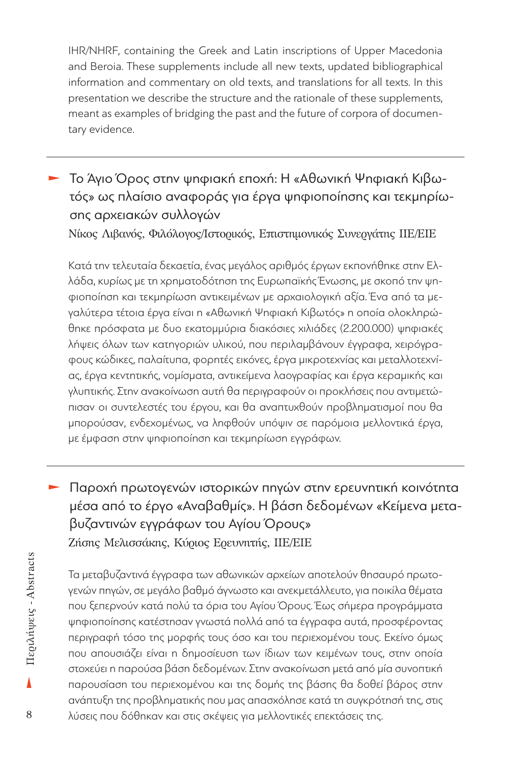IHR/NHRF, containing the Greek and Latin inscriptions of Upper Macedonia and Beroia. These supplements include all new texts, updated bibliographical information and commentary on old texts, and translations for all texts. In this presentation we describe the structure and the rationale of these supplements, meant as examples of bridging the past and the future of corpora of documentary evidence.

---

## Το Άγιο Όρος στην ψηφιακή εποχή: Η «Αθωνική Ψηφιακή Κιβωτός» ως πλαίσιο αναφοράς για έργα ψηφιοποίησης και τεκμηρίωσης αρχειακών συλλογών

Νίκος Λιβανός, Φιλόλογος/Ιστορικός, Επιστημονικός Συνεργάτης ΙΙΕ/ΕΙΕ

Κατά την τελευταία δεκαετία, ένας μεγάλος αριθμός έργων εκπονήθηκε στην Ελλάδα, κυρίως με τη χρηματοδότηση της Ευρωπαϊκής Ένωσης, με σκοπό την ψηφιοποίηση και τεκμηρίωση αντικειμένων με αρχαιολογική αξία. Ένα από τα μεγαλύτερα τέτοια έργα είναι η «Αθωνική Ψηφιακή Κιβωτός» η οποία ολοκληρώθηκε πρόσφατα με δυο εκατομμύρια διακόσιες χιλιάδες (2.200.000) ψηφιακές λήψεις όλων των κατηγοριών υλικού, που περιλαμβάνουν έγγραφα, χειρόγραφους κώδικες, παλαίτυπα, φορητές εικόνες, έργα μικροτεχνίας και μεταλλοτεχνίας, έργα κεντητικής, νομίσματα, αντικείμενα λαογραφίας και έργα κεραμικής και γλυπτικής. Στην ανακοίνωση αυτή θα περιγραφούν οι προκλήσεις που αντιμετώπισαν οι συντελεστές του έργου, και θα αναπτυχθούν προβληματισμοί που θα μπορούσαν, ενδεχομένως, να ληφθούν υπόψιν σε παρόμοια μελλοντικά έργα, με έμφαση στην ψηφιοποίηση και τεκμηρίωση εγγράφων.

---

## Παροχή πρωτογενών ιστορικών πηγών στην ερευνητική κοινότητα μέσα από το έργο «Αναβαθμίς». Η βάση δεδομένων «Κείμενα μεταβυζαντινών εγγράφων του Αγίου Όρους»

Ζήσης Μελισσάκης, Κύριος Ερευνητής, ΙΙΕ/ΕΙΕ

Τα μεταβυζαντινά έγγραφα των αθωνικών αρχείων αποτελούν θησαυρό πρωτογενών πηγών, σε μεγάλο βαθμό άγνωστο και ανεκμετάλλευτο, για ποικίλα θέματα που ξεπερνούν κατά πολύ τα όρια του Αγίου Όρους. Έως σήμερα προγράμματα ψηφιοποίησης κατέστησαν γνωστά πολλά από τα έγγραφα αυτά, προσφέροντας περιγραφή τόσο της μορφής τους όσο και του περιεχομένου τους. Εκείνο όμως που απουσιάζει είναι η δημοσίευση των ίδιων των κειμένων τους, στην οποία στοχεύει η παρούσα βάση δεδομένων. Στην ανακοίνωση μετά από μία συνοπτική παρουσίαση του περιεχομένου και της δομής της βάσης θα δοθεί βάρος στην ανάπτυξη της προβληματικής που μας απασχόλησε κατά τη συγκρότησή της, στις λύσεις που δόθηκαν και στις σκέψεις για μελλοντικές επεκτάσεις της.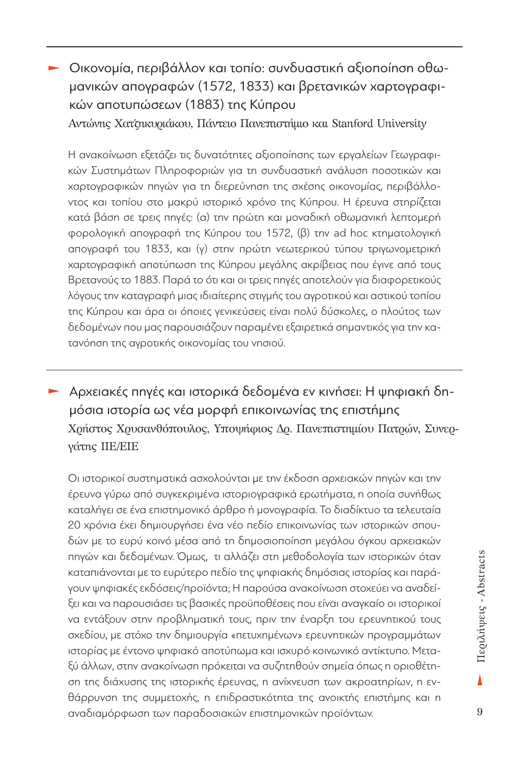## Οικονομία, περιβάλλον και τοπίο: συνδυαστική αξιοποίηση οθωμανικών απογραφών (1572, 1833) και βρετανικών χαρτογραφικών αποτυπώσεων (1883) της Κύπρου

Αντώνης Χατζηκυριάκου, Πάντειο Πανεπιστήμιο και Stanford University

Η ανακοίνωση εξετάζει τις δυνατότητες αξιοποίησης των εργαλείων Γεωγραφικών Συστημάτων Πληροφοριών για τη συνδυαστική ανάλυση ποσοτικών και χαρτογραφικών πηγών για τη διερεύνηση της σχέσης οικονομίας, περιβάλλοντος και τοπίου στο μακρύ ιστορικό χρόνο της Κύπρου. Η έρευνα στηρίζεται κατά βάση σε τρεις πηγές: (α) την πρώτη και μοναδική οθωμανική λεπτομερή φορολογική απογραφή της Κύπρου του 1572, (β) την ad hoc κτηματολογική απογραφή του 1833, και (γ) στην πρώτη νεωτερικού τύπου τριγωνομετρική χαρτογραφική αποτύπωση της Κύπρου μεγάλης ακρίβειας που έγινε από τους Βρετανούς το 1883. Παρά το ότι και οι τρεις πηγές αποτελούν για διαφορετικούς λόγους την καταγραφή μιας ιδιαίτερης στιγμής του αγροτικού και αστικού τοπίου της Κύπρου και άρα οι όποιες γενικεύσεις είναι πολύ δύσκολες, ο πλούτος των δεδομένων που μας παρουσιάζουν παραμένει εξαιρετικά σημαντικός για την κατανόηση της αγροτικής οικονομίας του νησιού.

## Αρχειακές πηγές και ιστορικά δεδομένα εν κινήσει: Η ψηφιακή δημόσια ιστορία ως νέα μορφή επικοινωνίας της επιστήμης

Χρήστος Χρυσανθόπουλος, Υποψήφιος Δρ. Πανεπιστημίου Πατρών, Συνεργάτης ΙΙΕ/ΕΙΕ

Οι ιστορικοί συστηματικά ασχολούνται με την έκδοση αρχειακών πηγών και την έρευνα γύρω από συγκεκριμένα ιστοριογραφικά ερωτήματα, η οποία συνήθως καταλήγει σε ένα επιστημονικό άρθρο ή μονογραφία. Το διαδίκτυο τα τελευταία 20 χρόνια έχει δημιουργήσει ένα νέο πεδίο επικοινωνίας των ιστορικών σπουδών με το ευρύ κοινό μέσα από τη δημοσιοποίηση μεγάλου όγκου αρχειακών πηγών και δεδομένων. Όμως, τι αλλάζει στη μεθοδολογία των ιστορικών όταν καταπιάνονται με το ευρύτερο πεδίο της ψηφιακής δημόσιας ιστορίας και παράγουν ψηφιακές εκδόσεις/προϊόντα; Η παρούσα ανακοίνωση στοχεύει να αναδείξει και να παρουσιάσει τις βασικές προϋποθέσεις που είναι αναγκαίο οι ιστορικοί να εντάξουν στην προβληματική τους, πριν την έναρξη του ερευνητικού τους σχεδίου, με στόχο την δημιουργία «πετυχημένων» ερευνητικών προγραμμάτων ιστορίας με έντονο ψηφιακό αποτύπωμα και ισχυρό κοινωνικό αντίκτυπο. Μεταξύ άλλων, στην ανακοίνωση πρόκειται να συζητηθούν σημεία όπως η οριοθέτηση της διάχυσης της ιστορικής έρευνας, η ανίχνευση των ακροατηρίων, η ενθάρρυνση της συμμετοχής, η επιδραστικότητα της ανοικτής επιστήμης και η αναδιαμόρφωση των παραδοσιακών επιστημονικών προϊόντων.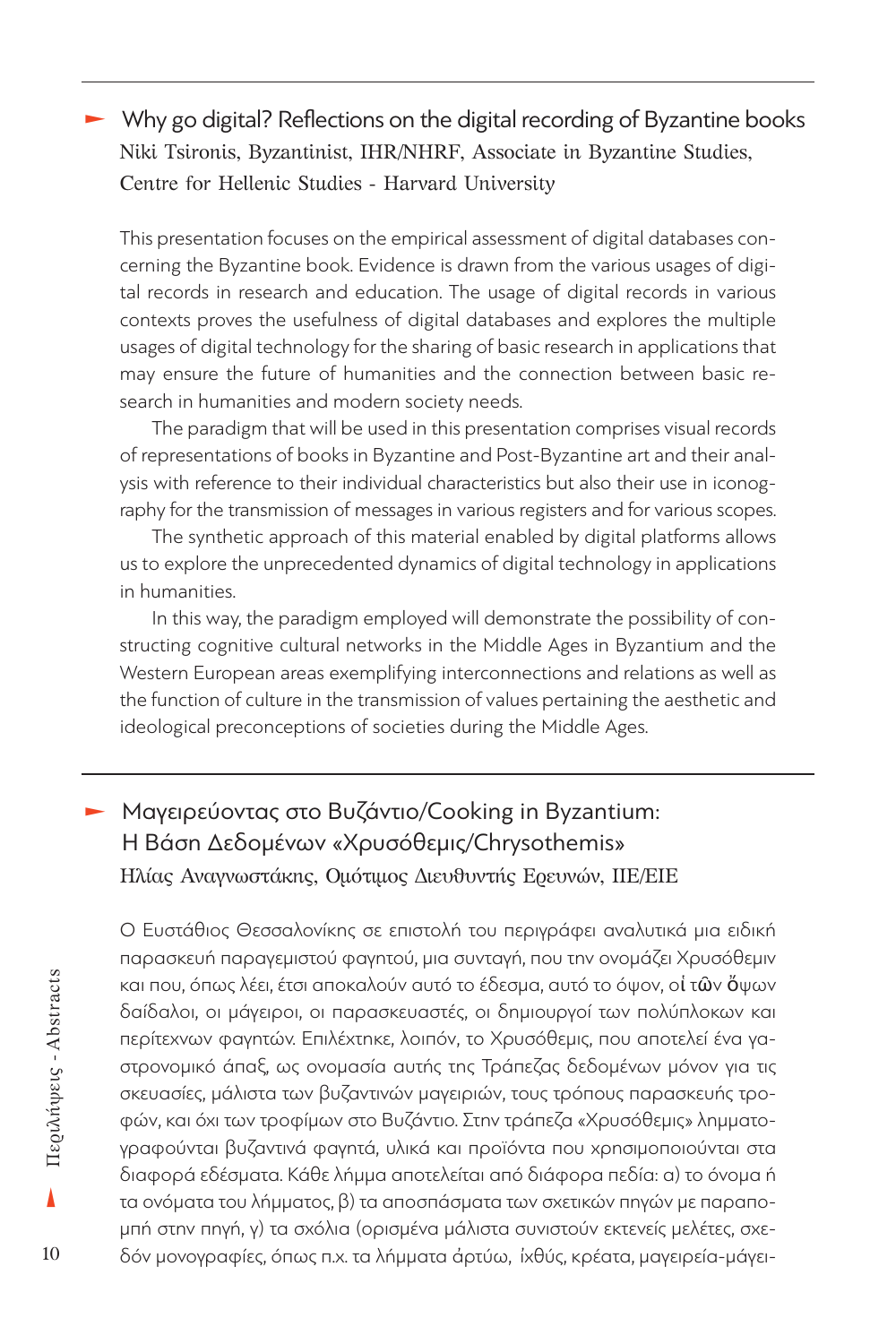## Why go digital? Reflections on the digital recording of Byzantine books

Niki Tsironis, Byzantinist, IHR/NHRF, Associate in Byzantine Studies, Centre for Hellenic Studies - Harvard University

This presentation focuses on the empirical assessment of digital databases concerning the Byzantine book. Evidence is drawn from the various usages of digital records in research and education. The usage of digital records in various contexts proves the usefulness of digital databases and explores the multiple usages of digital technology for the sharing of basic research in applications that may ensure the future of humanities and the connection between basic research in humanities and modern society needs.

The paradigm that will be used in this presentation comprises visual records of representations of books in Byzantine and Post-Byzantine art and their analysis with reference to their individual characteristics but also their use in iconography for the transmission of messages in various registers and for various scopes.

The synthetic approach of this material enabled by digital platforms allows us to explore the unprecedented dynamics of digital technology in applications in humanities.

In this way, the paradigm employed will demonstrate the possibility of constructing cognitive cultural networks in the Middle Ages in Byzantium and the Western European areas exemplifying interconnections and relations as well as the function of culture in the transmission of values pertaining the aesthetic and ideological preconceptions of societies during the Middle Ages.

## Μαγειρεύοντας στο Βυζάντιο/Cooking in Byzantium: Η Βάση Δεδομένων «Χρυσόθεμις/Chrysothemis»

Ηλίας Αναγνωστάκης, Ομότιμος Διευθυντής Ερευνών, ΙΙΕ/ΕΙΕ

Ο Ευστάθιος Θεσσαλονίκης σε επιστολή του περιγράφει αναλυτικά μια ειδική παρασκευή παραγεμιστού φαγητού, μια συνταγή, που την ονομάζει Χρυσόθεμιν και που, όπως λέει, έτσι αποκαλούν αυτό το έδεσμα, αυτό το όψον, οἱ τῶν ὄψων δαίδαλοι, οι μάγειροι, οι παρασκευαστές, οι δημιουργοί των πολύπλοκων και περίτεχνων φαγητών. Επιλέχτηκε, λοιπόν, το Χρυσόθεμις, που αποτελεί ένα γαστρονομικό άπαξ, ως ονομασία αυτής της Τράπεζας δεδομένων μόνον για τις σκευασίες, μάλιστα των βυζαντινών μαγειριών, τους τρόπους παρασκευής τροφών, και όχι των τροφίμων στο Βυζάντιο. Στην τράπεζα «Χρυσόθεμις» λημματογραφούνται βυζαντινά φαγητά, υλικά και προϊόντα που χρησιμοποιούνται στα διαφορά εδέσματα. Κάθε λήμμα αποτελείται από διάφορα πεδία: α) το όνομα ή τα ονόματα του λήμματος, β) τα αποσπάσματα των σχετικών πηγών με παραπομπή στην πηγή, γ) τα σχόλια (ορισμένα μάλιστα συνιστούν εκτενείς μελέτες, σχεδόν μονογραφίες, όπως π.χ. τα λήμματα ἀρτύω, ἰχθύς, κρέατα, μαγειρεία-μάγει-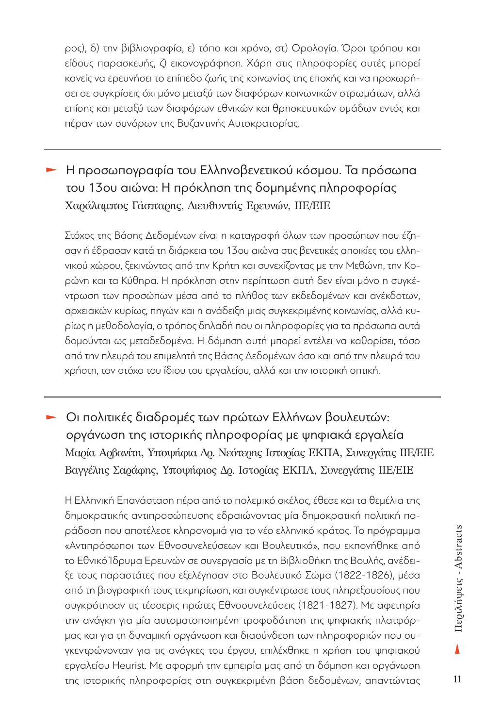ρος), δ) την βιβλιογραφία, ε) τόπο και χρόνο, στ) Ορολογία. Όροι τρόπου και είδους παρασκευής, ζ) εικονογράφηση. Χάρη στις πληροφορίες αυτές μπορεί κανείς να ερευνήσει το επίπεδο ζωής της κοινωνίας της εποχής και να προχωρήσει σε συγκρίσεις όχι μόνο μεταξύ των διαφόρων κοινωνικών στρωμάτων, αλλά επίσης και μεταξύ των διαφόρων εθνικών και θρησκευτικών ομάδων εντός και πέραν των συνόρων της Βυζαντινής Αυτοκρατορίας.

## Η προσωπογραφία του Ελληνοβενετικού κόσμου. Τα πρόσωπα του 13ου αιώνα: Η πρόκληση της δομημένης πληροφορίας

Χαράλαμπος Γάσπαρης, Διευθυντής Ερευνών, ΙΙΕ/ΕΙΕ

Στόχος της Βάσης Δεδομένων είναι η καταγραφή όλων των προσώπων που έζησαν ή έδρασαν κατά τη διάρκεια του 13ου αιώνα στις βενετικές αποικίες του ελληνικού χώρου, ξεκινώντας από την Κρήτη και συνεχίζοντας με την Μεθώνη, την Κορώνη και τα Κύθηρα. Η πρόκληση στην περίπτωση αυτή δεν είναι μόνο η συγκέντρωση των προσώπων μέσα από το πλήθος των εκδεδομένων και ανέκδοτων, αρχειακών κυρίως, πηγών και η ανάδειξη μιας συγκεκριμένης κοινωνίας, αλλά κυρίως η μεθοδολογία, ο τρόπος δηλαδή που οι πληροφορίες για τα πρόσωπα αυτά δομούνται ως μεταδεδομένα. Η δόμηση αυτή μπορεί εντέλει να καθορίσει, τόσο από την πλευρά του επιμελητή της Βάσης Δεδομένων όσο και από την πλευρά του χρήστη, τον στόχο του ίδιου του εργαλείου, αλλά και την ιστορική οπτική.

## Οι πολιτικές διαδρομές των πρώτων Ελλήνων βουλευτών: οργάνωση της ιστορικής πληροφορίας με ψηφιακά εργαλεία

Μαρία Αρβανίτη, Υποψήφια Δρ. Νεότερης Ιστορίας ΕΚΠΑ, Συνεργάτις ΙΙΕ/ΕΙΕ
Βαγγέλης Σαράφης, Υποψήφιος Δρ. Ιστορίας ΕΚΠΑ, Συνεργάτης ΙΙΕ/ΕΙΕ

Η Ελληνική Επανάσταση πέρα από το πολεμικό σκέλος, έθεσε και τα θεμέλια της δημοκρατικής αντιπροσώπευσης εδραιώνοντας μία δημοκρατική πολιτική παράδοση που αποτέλεσε κληρονομιά για το νέο ελληνικό κράτος. Το πρόγραμμα «Αντιπρόσωποι των Εθνοσυνελεύσεων και Βουλευτικό», που εκπονήθηκε από το Εθνικό Ίδρυμα Ερευνών σε συνεργασία με τη Βιβλιοθήκη της Βουλής, ανέδειξε τους παραστάτες που εξελέγησαν στο Βουλευτικό Σώμα (1822-1826), μέσα από τη βιογραφική τους τεκμηρίωση, και συγκέντρωσε τους πληρεξουσίους που συγκρότησαν τις τέσσερις πρώτες Εθνοσυνελεύσεις (1821-1827). Με αφετηρία την ανάγκη για μία αυτοματοποιημένη τροφοδότηση της ψηφιακής πλατφόρμας και για τη δυναμική οργάνωση και διασύνδεση των πληροφοριών που συγκεντρώνονταν για τις ανάγκες του έργου, επιλέχθηκε η χρήση του ψηφιακού εργαλείου Heurist. Με αφορμή την εμπειρία μας από τη δόμηση και οργάνωση της ιστορικής πληροφορίας στη συγκεκριμένη βάση δεδομένων, απαντώντας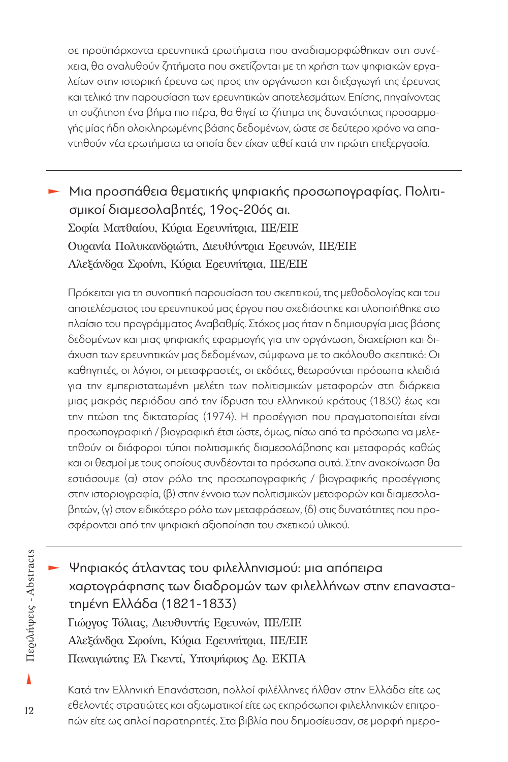σε προϋπάρχοντα ερευνητικά ερωτήματα που αναδιαμορφώθηκαν στη συνέχεια, θα αναλυθούν ζητήματα που σχετίζονται με τη χρήση των ψηφιακών εργαλείων στην ιστορική έρευνα ως προς την οργάνωση και διεξαγωγή της έρευνας και τελικά την παρουσίαση των ερευνητικών αποτελεσμάτων. Επίσης, πηγαίνοντας τη συζήτηση ένα βήμα πιο πέρα, θα θιγεί το ζήτημα της δυνατότητας προσαρμογής μίας ήδη ολοκληρωμένης βάσης δεδομένων, ώστε σε δεύτερο χρόνο να απαντηθούν νέα ερωτήματα τα οποία δεν είχαν τεθεί κατά την πρώτη επεξεργασία.

---

## ► Μια προσπάθεια θεματικής ψηφιακής προσωπογραφίας. Πολιτισμικοί διαμεσολαβητές, 19ος-20ός αι.

Σοφία Ματθαίου, Κύρια Ερευνήτρια, ΙΙΕ/ΕΙΕ
Ουρανία Πολυκανδριώτη, Διευθύντρια Ερευνών, ΙΙΕ/ΕΙΕ
Αλεξάνδρα Σφοίνη, Κύρια Ερευνήτρια, ΙΙΕ/ΕΙΕ

Πρόκειται για τη συνοπτική παρουσίαση του σκεπτικού, της μεθοδολογίας και του αποτελέσματος του ερευνητικού μας έργου που σχεδιάστηκε και υλοποιήθηκε στο πλαίσιο του προγράμματος Αναβαθμίς. Στόχος μας ήταν η δημιουργία μιας βάσης δεδομένων και μιας ψηφιακής εφαρμογής για την οργάνωση, διαχείριση και διάχυση των ερευνητικών μας δεδομένων, σύμφωνα με το ακόλουθο σκεπτικό: Οι καθηγητές, οι λόγιοι, οι μεταφραστές, οι εκδότες, θεωρούνται πρόσωπα κλειδιά για την εμπεριστατωμένη μελέτη των πολιτισμικών μεταφορών στη διάρκεια μιας μακράς περιόδου από την ίδρυση του ελληνικού κράτους (1830) έως και την πτώση της δικτατορίας (1974). Η προσέγγιση που πραγματοποιείται είναι προσωπογραφική / βιογραφική έτσι ώστε, όμως, πίσω από τα πρόσωπα να μελετηθούν οι διάφοροι τύποι πολιτισμικής διαμεσολάβησης και μεταφοράς καθώς και οι θεσμοί με τους οποίους συνδέονται τα πρόσωπα αυτά. Στην ανακοίνωση θα εστιάσουμε (α) στον ρόλο της προσωπογραφικής / βιογραφικής προσέγγισης στην ιστοριογραφία, (β) στην έννοια των πολιτισμικών μεταφορών και διαμεσολαβητών, (γ) στον ειδικότερο ρόλο των μεταφράσεων, (δ) στις δυνατότητες που προσφέρονται από την ψηφιακή αξιοποίηση του σχετικού υλικού.

---

## ► Ψηφιακός άτλαντας του φιλελληνισμού: μια απόπειρα χαρτογράφησης των διαδρομών των φιλελλήνων στην επαναστατημένη Ελλάδα (1821-1833)

Γιώργος Τόλιας, Διευθυντής Ερευνών, ΙΙΕ/ΕΙΕ
Αλεξάνδρα Σφοίνη, Κύρια Ερευνήτρια, ΙΙΕ/ΕΙΕ
Παναγιώτης Ελ Γκεντί, Υποψήφιος Δρ. ΕΚΠΑ

Κατά την Ελληνική Επανάσταση, πολλοί φιλέλληνες ήλθαν στην Ελλάδα είτε ως εθελοντές στρατιώτες και αξιωματικοί είτε ως εκπρόσωποι φιλελληνικών επιτροπών είτε ως απλοί παρατηρητές. Στα βιβλία που δημοσίευσαν, σε μορφή ημερο-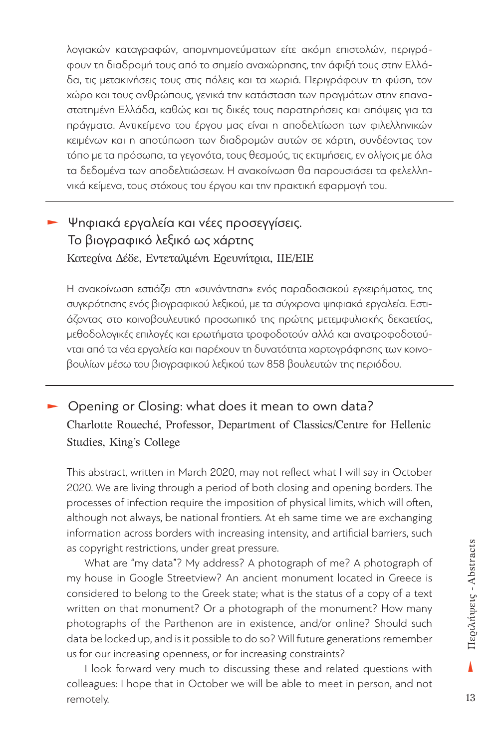λογιακών καταγραφών, απομνημονεύματων είτε ακόμη επιστολών, περιγράφουν τη διαδρομή τους από το σημείο αναχώρησης, την άφιξή τους στην Ελλάδα, τις μετακινήσεις τους στις πόλεις και τα χωριά. Περιγράφουν τη φύση, τον χώρο και τους ανθρώπους, γενικά την κατάσταση των πραγμάτων στην επαναστατημένη Ελλάδα, καθώς και τις δικές τους παρατηρήσεις και απόψεις για τα πράγματα. Αντικείμενο του έργου μας είναι η αποδελτίωση των φιλελληνικών κειμένων και η αποτύπωση των διαδρομών αυτών σε χάρτη, συνδέοντας τον τόπο με τα πρόσωπα, τα γεγονότα, τους θεσμούς, τις εκτιμήσεις, εν ολίγοις με όλα τα δεδομένα των αποδελτιώσεων. Η ανακοίνωση θα παρουσιάσει τα φελελληνικά κείμενα, τους στόχους του έργου και την πρακτική εφαρμογή του.

---

## Ψηφιακά εργαλεία και νέες προσεγγίσεις. Το βιογραφικό λεξικό ως χάρτης

Κατερίνα Δέδε, Εντεταλμένη Ερευνήτρια, ΙΙΕ/ΕΙΕ

Η ανακοίνωση εστιάζει στη «συνάντηση» ενός παραδοσιακού εγχειρήματος, της συγκρότησης ενός βιογραφικού λεξικού, με τα σύγχρονα ψηφιακά εργαλεία. Εστιάζοντας στο κοινοβουλευτικό προσωπικό της πρώτης μετεμφυλιακής δεκαετίας, μεθοδολογικές επιλογές και ερωτήματα τροφοδοτούν αλλά και ανατροφοδοτούνται από τα νέα εργαλεία και παρέχουν τη δυνατότητα χαρτογράφησης των κοινοβουλίων μέσω του βιογραφικού λεξικού των 858 βουλευτών της περιόδου.

---

## Opening or Closing: what does it mean to own data?

Charlotte Roueché, Professor, Department of Classics/Centre for Hellenic Studies, King's College

This abstract, written in March 2020, may not reflect what I will say in October 2020. We are living through a period of both closing and opening borders. The processes of infection require the imposition of physical limits, which will often, although not always, be national frontiers. At eh same time we are exchanging information across borders with increasing intensity, and artificial barriers, such as copyright restrictions, under great pressure.

What are "my data"? My address? A photograph of me? A photograph of my house in Google Streetview? An ancient monument located in Greece is considered to belong to the Greek state; what is the status of a copy of a text written on that monument? Or a photograph of the monument? How many photographs of the Parthenon are in existence, and/or online? Should such data be locked up, and is it possible to do so? Will future generations remember us for our increasing openness, or for increasing constraints?

I look forward very much to discussing these and related questions with colleagues: I hope that in October we will be able to meet in person, and not remotely.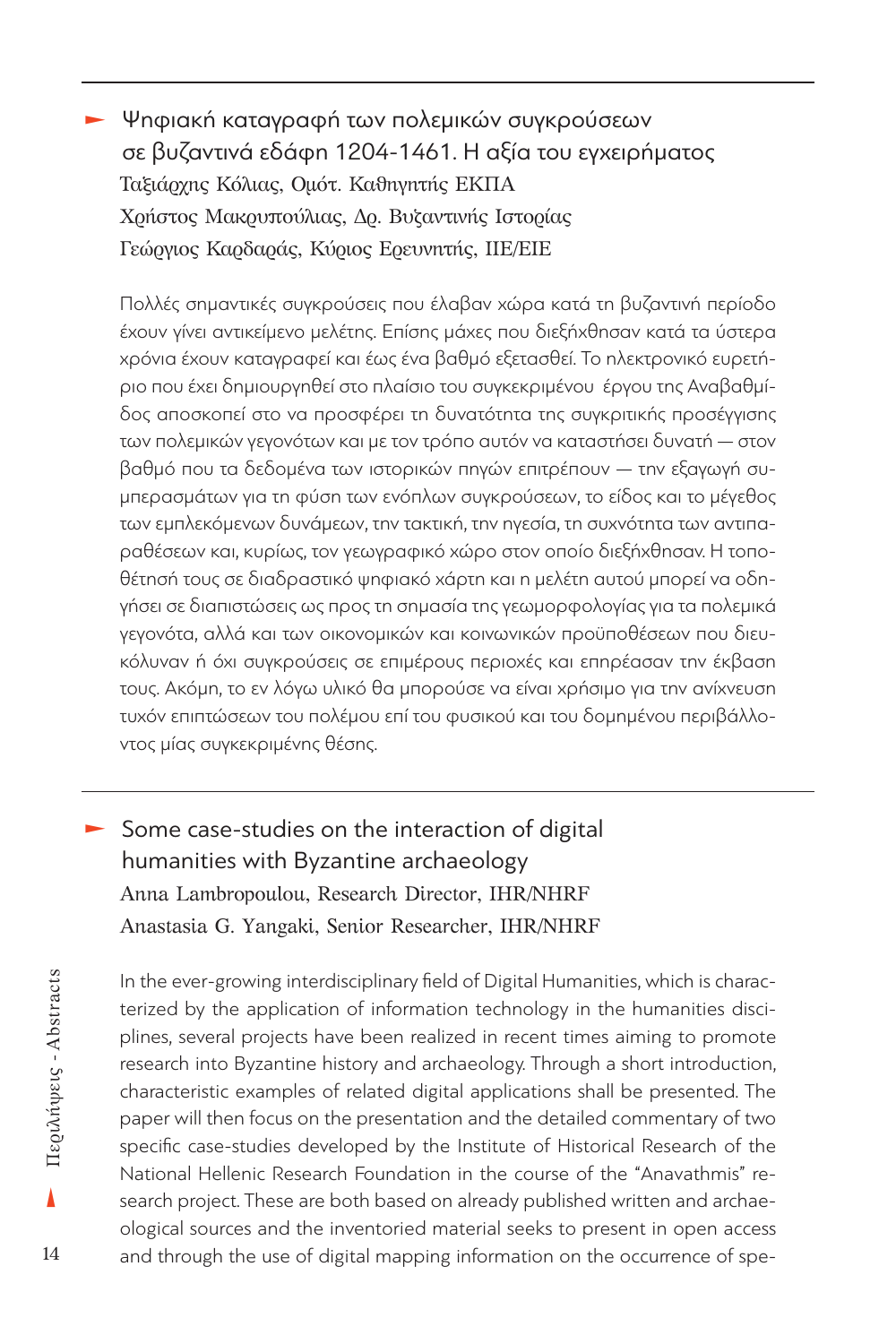## Ψηφιακή καταγραφή των πολεμικών συγκρούσεων σε βυζαντινά εδάφη 1204-1461. Η αξία του εγχειρήματος

Ταξιάρχης Κόλιας, Ομότ. Καθηγητής ΕΚΠΑ
Χρίστος Μακρυπούλιας, Δρ. Βυζαντινής Ιστορίας
Γεώργιος Καρδαράς, Κύριος Ερευνητής, ΙΙΕ/ΕΙΕ

Πολλές σημαντικές συγκρούσεις που έλαβαν χώρα κατά τη βυζαντινή περίοδο έχουν γίνει αντικείμενο μελέτης. Επίσης μάχες που διεξήχθησαν κατά τα ύστερα χρόνια έχουν καταγραφεί και έως ένα βαθμό εξετασθεί. Το ηλεκτρονικό ευρετήριο που έχει δημιουργηθεί στο πλαίσιο του συγκεκριμένου έργου της Αναβαθμίδος αποσκοπεί στο να προσφέρει τη δυνατότητα της συγκριτικής προσέγγισης των πολεμικών γεγονότων και με τον τρόπο αυτόν να καταστήσει δυνατή — στον βαθμό που τα δεδομένα των ιστορικών πηγών επιτρέπουν — την εξαγωγή συμπερασμάτων για τη φύση των ενόπλων συγκρούσεων, το είδος και το μέγεθος των εμπλεκόμενων δυνάμεων, την τακτική, την ηγεσία, τη συχνότητα των αντιπαραθέσεων και, κυρίως, τον γεωγραφικό χώρο στον οποίο διεξήχθησαν. Η τοποθέτησή τους σε διαδραστικό ψηφιακό χάρτη και η μελέτη αυτού μπορεί να οδηγήσει σε διαπιστώσεις ως προς τη σημασία της γεωμορφολογίας για τα πολεμικά γεγονότα, αλλά και των οικονομικών και κοινωνικών προϋποθέσεων που διευκόλυναν ή όχι συγκρούσεις σε επιμέρους περιοχές και επηρέασαν την έκβαση τους. Ακόμη, το εν λόγω υλικό θα μπορούσε να είναι χρήσιμο για την ανίχνευση τυχόν επιπτώσεων του πολέμου επί του φυσικού και του δομημένου περιβάλλοντος μίας συγκεκριμένης θέσης.

## Some case-studies on the interaction of digital humanities with Byzantine archaeology

Anna Lambropoulou, Research Director, IHR/NHRF
Anastasia G. Yangaki, Senior Researcher, IHR/NHRF

In the ever-growing interdisciplinary field of Digital Humanities, which is characterized by the application of information technology in the humanities disciplines, several projects have been realized in recent times aiming to promote research into Byzantine history and archaeology. Through a short introduction, characteristic examples of related digital applications shall be presented. The paper will then focus on the presentation and the detailed commentary of two specific case-studies developed by the Institute of Historical Research of the National Hellenic Research Foundation in the course of the "Anavathmis" research project. These are both based on already published written and archaeological sources and the inventoried material seeks to present in open access and through the use of digital mapping information on the occurrence of spe-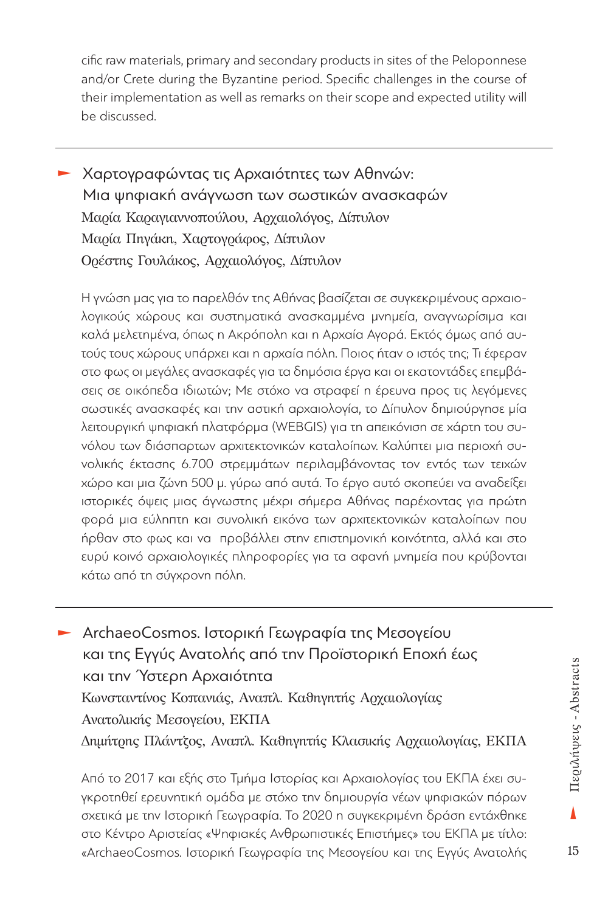cific raw materials, primary and secondary products in sites of the Peloponnese and/or Crete during the Byzantine period. Specific challenges in the course of their implementation as well as remarks on their scope and expected utility will be discussed.

---

## Χαρτογραφώντας τις Αρχαιότητες των Αθηνών: Μια ψηφιακή ανάγνωση των σωστικών ανασκαφών

Μαρία Καραγιαννοπούλου, Αρχαιολόγος, Δίπυλον
Μαρία Πηγάκη, Χαρτογράφος, Δίπυλον
Ορέστης Γουλάκος, Αρχαιολόγος, Δίπυλον

Η γνώση μας για το παρελθόν της Αθήνας βασίζεται σε συγκεκριμένους αρχαιολογικούς χώρους και συστηματικά ανασκαμμένα μνημεία, αναγνωρίσιμα και καλά μελετημένα, όπως η Ακρόπολη και η Αρχαία Αγορά. Εκτός όμως από αυτούς τους χώρους υπάρχει και η αρχαία πόλη. Ποιος ήταν ο ιστός της; Τι έφεραν στο φως οι μεγάλες ανασκαφές για τα δημόσια έργα και οι εκατοντάδες επεμβάσεις σε οικόπεδα ιδιωτών; Με στόχο να στραφεί η έρευνα προς τις λεγόμενες σωστικές ανασκαφές και την αστική αρχαιολογία, το Δίπυλον δημιούργησε μία λειτουργική ψηφιακή πλατφόρμα (WEBGIS) για τη απεικόνιση σε χάρτη του συνόλου των διάσπαρτων αρχιτεκτονικών καταλοίπων. Καλύπτει μια περιοχή συνολικής έκτασης 6.700 στρεμμάτων περιλαμβάνοντας τον εντός των τειχών χώρο και μια ζώνη 500 μ. γύρω από αυτά. Το έργο αυτό σκοπεύει να αναδείξει ιστορικές όψεις μιας άγνωστης μέχρι σήμερα Αθήνας παρέχοντας για πρώτη φορά μια εύληπτη και συνολική εικόνα των αρχιτεκτονικών καταλοίπων που ήρθαν στο φως και να προβάλλει στην επιστημονική κοινότητα, αλλά και στο ευρύ κοινό αρχαιολογικές πληροφορίες για τα αφανή μνημεία που κρύβονται κάτω από τη σύγχρονη πόλη.

---

## ArchaeoCosmos. Ιστορική Γεωγραφία της Μεσογείου και της Εγγύς Ανατολής από την Προϊστορική Εποχή έως και την Ύστερη Αρχαιότητα

Κωνσταντίνος Κοπανιάς, Αναπλ. Καθηγητής Αρχαιολογίας Ανατολικής Μεσογείου, ΕΚΠΑ
Δημήτρης Πλάντζος, Αναπλ. Καθηγητής Κλασικής Αρχαιολογίας, ΕΚΠΑ

Από το 2017 και εξής στο Τμήμα Ιστορίας και Αρχαιολογίας του ΕΚΠΑ έχει συγκροτηθεί ερευνητική ομάδα με στόχο την δημιουργία νέων ψηφιακών πόρων σχετικά με την Ιστορική Γεωγραφία. Το 2020 η συγκεκριμένη δράση εντάχθηκε στο Κέντρο Αριστείας «Ψηφιακές Ανθρωπιστικές Επιστήμες» του ΕΚΠΑ με τίτλο: «ArchaeoCosmos. Ιστορική Γεωγραφία της Μεσογείου και της Εγγύς Ανατολής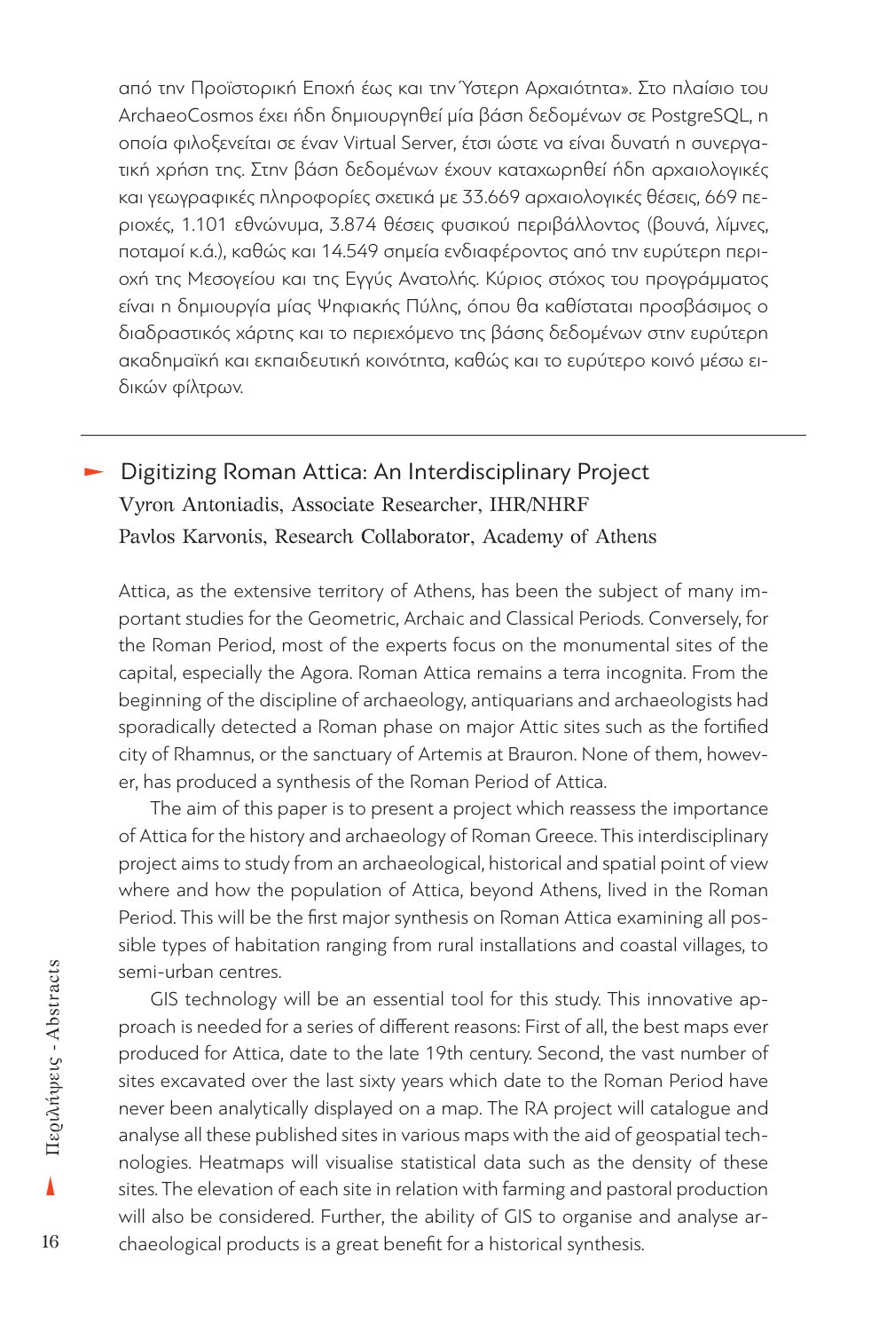από την Προϊστορική Εποχή έως και την Ύστερη Αρχαιότητα». Στο πλαίσιο του ArchaeoCosmos έχει ήδη δημιουργηθεί μία βάση δεδομένων σε PostgreSQL, η οποία φιλοξενείται σε έναν Virtual Server, έτσι ώστε να είναι δυνατή η συνεργατική χρήση της. Στην βάση δεδομένων έχουν καταχωρηθεί ήδη αρχαιολογικές και γεωγραφικές πληροφορίες σχετικά με 33.669 αρχαιολογικές θέσεις, 669 περιοχές, 1.101 εθνώνυμα, 3.874 θέσεις φυσικού περιβάλλοντος (βουνά, λίμνες, ποταμοί κ.ά.), καθώς και 14.549 σημεία ενδιαφέροντος από την ευρύτερη περιοχή της Μεσογείου και της Εγγύς Ανατολής. Κύριος στόχος του προγράμματος είναι η δημιουργία μίας Ψηφιακής Πύλης, όπου θα καθίσταται προσβάσιμος ο διαδραστικός χάρτης και το περιεχόμενο της βάσης δεδομένων στην ευρύτερη ακαδημαϊκή και εκπαιδευτική κοινότητα, καθώς και το ευρύτερο κοινό μέσω ειδικών φίλτρων.

---

## Digitizing Roman Attica: An Interdisciplinary Project

Vyron Antoniadis, Associate Researcher, IHR/NHRF
Pavlos Karvonis, Research Collaborator, Academy of Athens

Attica, as the extensive territory of Athens, has been the subject of many important studies for the Geometric, Archaic and Classical Periods. Conversely, for the Roman Period, most of the experts focus on the monumental sites of the capital, especially the Agora. Roman Attica remains a terra incognita. From the beginning of the discipline of archaeology, antiquarians and archaeologists had sporadically detected a Roman phase on major Attic sites such as the fortified city of Rhamnus, or the sanctuary of Artemis at Brauron. None of them, however, has produced a synthesis of the Roman Period of Attica.

The aim of this paper is to present a project which reassess the importance of Attica for the history and archaeology of Roman Greece. This interdisciplinary project aims to study from an archaeological, historical and spatial point of view where and how the population of Attica, beyond Athens, lived in the Roman Period. This will be the first major synthesis on Roman Attica examining all possible types of habitation ranging from rural installations and coastal villages, to semi-urban centres.

GIS technology will be an essential tool for this study. This innovative approach is needed for a series of different reasons: First of all, the best maps ever produced for Attica, date to the late 19th century. Second, the vast number of sites excavated over the last sixty years which date to the Roman Period have never been analytically displayed on a map. The RA project will catalogue and analyse all these published sites in various maps with the aid of geospatial technologies. Heatmaps will visualise statistical data such as the density of these sites. The elevation of each site in relation with farming and pastoral production will also be considered. Further, the ability of GIS to organise and analyse archaeological products is a great benefit for a historical synthesis.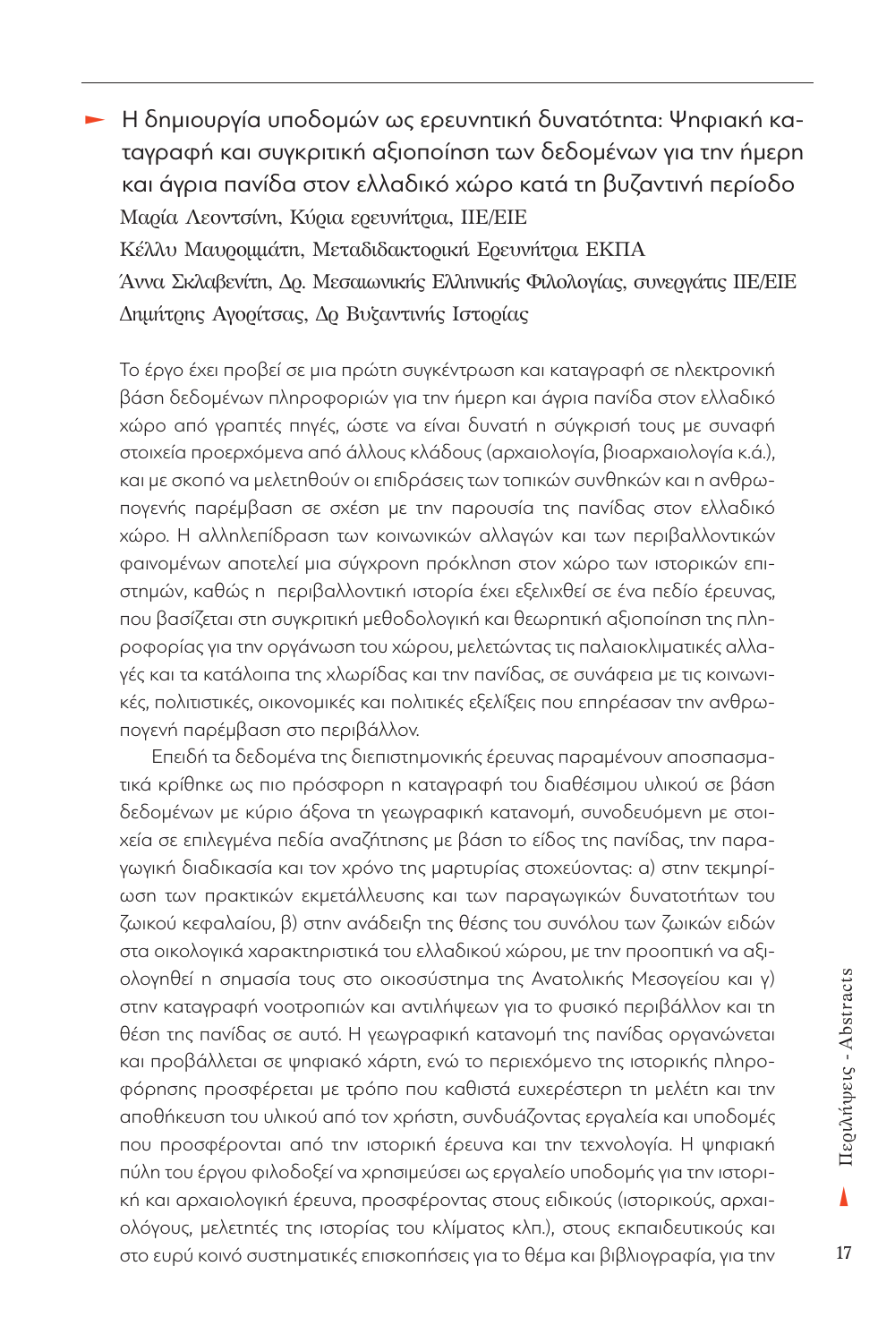## ► Η δημιουργία υποδομών ως ερευνητική δυνατότητα: Ψηφιακή καταγραφή και συγκριτική αξιοποίηση των δεδομένων για την ήμερη και άγρια πανίδα στον ελλαδικό χώρο κατά τη βυζαντινή περίοδο

Μαρία Λεοντσίνη, Κύρια ερευνήτρια, ΙΙΕ/ΕΙΕ

Κέλλυ Μαυρομμάτη, Μεταδιδακτορική Ερευνήτρια ΕΚΠΑ

Άννα Σκλαβενίτη, Δρ. Μεσαιωνικής Ελληνικής Φιλολογίας, συνεργάτις ΙΙΕ/ΕΙΕ

Δημήτρης Αγορίτσας, Δρ Βυζαντινής Ιστορίας

Το έργο έχει προβεί σε μια πρώτη συγκέντρωση και καταγραφή σε ηλεκτρονική βάση δεδομένων πληροφοριών για την ήμερη και άγρια πανίδα στον ελλαδικό χώρο από γραπτές πηγές, ώστε να είναι δυνατή η σύγκρισή τους με συναφή στοιχεία προερχόμενα από άλλους κλάδους (αρχαιολογία, βιοαρχαιολογία κ.ά.), και με σκοπό να μελετηθούν οι επιδράσεις των τοπικών συνθηκών και η ανθρωπογενής παρέμβαση σε σχέση με την παρουσία της πανίδας στον ελλαδικό χώρο. Η αλληλεπίδραση των κοινωνικών αλλαγών και των περιβαλλοντικών φαινομένων αποτελεί μια σύγχρονη πρόκληση στον χώρο των ιστορικών επιστημών, καθώς η περιβαλλοντική ιστορία έχει εξελιχθεί σε ένα πεδίο έρευνας, που βασίζεται στη συγκριτική μεθοδολογική και θεωρητική αξιοποίηση της πληροφορίας για την οργάνωση του χώρου, μελετώντας τις παλαιοκλιματικές αλλαγές και τα κατάλοιπα της χλωρίδας και την πανίδας, σε συνάφεια με τις κοινωνικές, πολιτιστικές, οικονομικές και πολιτικές εξελίξεις που επηρέασαν την ανθρωπογενή παρέμβαση στο περιβάλλον.

Επειδή τα δεδομένα της διεπιστημονικής έρευνας παραμένουν αποσπασματικά κρίθηκε ως πιο πρόσφορη η καταγραφή του διαθέσιμου υλικού σε βάση δεδομένων με κύριο άξονα τη γεωγραφική κατανομή, συνοδευόμενη με στοιχεία σε επιλεγμένα πεδία αναζήτησης με βάση το είδος της πανίδας, την παραγωγική διαδικασία και τον χρόνο της μαρτυρίας στοχεύοντας: α) στην τεκμηρίωση των πρακτικών εκμετάλλευσης και των παραγωγικών δυνατοτήτων του ζωικού κεφαλαίου, β) στην ανάδειξη της θέσης του συνόλου των ζωικών ειδών στα οικολογικά χαρακτηριστικά του ελλαδικού χώρου, με την προοπτική να αξιολογηθεί η σημασία τους στο οικοσύστημα της Ανατολικής Μεσογείου και γ) στην καταγραφή νοοτροπιών και αντιλήψεων για το φυσικό περιβάλλον και τη θέση της πανίδας σε αυτό. Η γεωγραφική κατανομή της πανίδας οργανώνεται και προβάλλεται σε ψηφιακό χάρτη, ενώ το περιεχόμενο της ιστορικής πληροφόρησης προσφέρεται με τρόπο που καθιστά ευχερέστερη τη μελέτη και την αποθήκευση του υλικού από τον χρήστη, συνδυάζοντας εργαλεία και υποδομές που προσφέρονται από την ιστορική έρευνα και την τεχνολογία. Η ψηφιακή πύλη του έργου φιλοδοξεί να χρησιμεύσει ως εργαλείο υποδομής για την ιστορική και αρχαιολογική έρευνα, προσφέροντας στους ειδικούς (ιστορικούς, αρχαιολόγους, μελετητές της ιστορίας του κλίματος κλπ.), στους εκπαιδευτικούς και στο ευρύ κοινό συστηματικές επισκοπήσεις για το θέμα και βιβλιογραφία, για την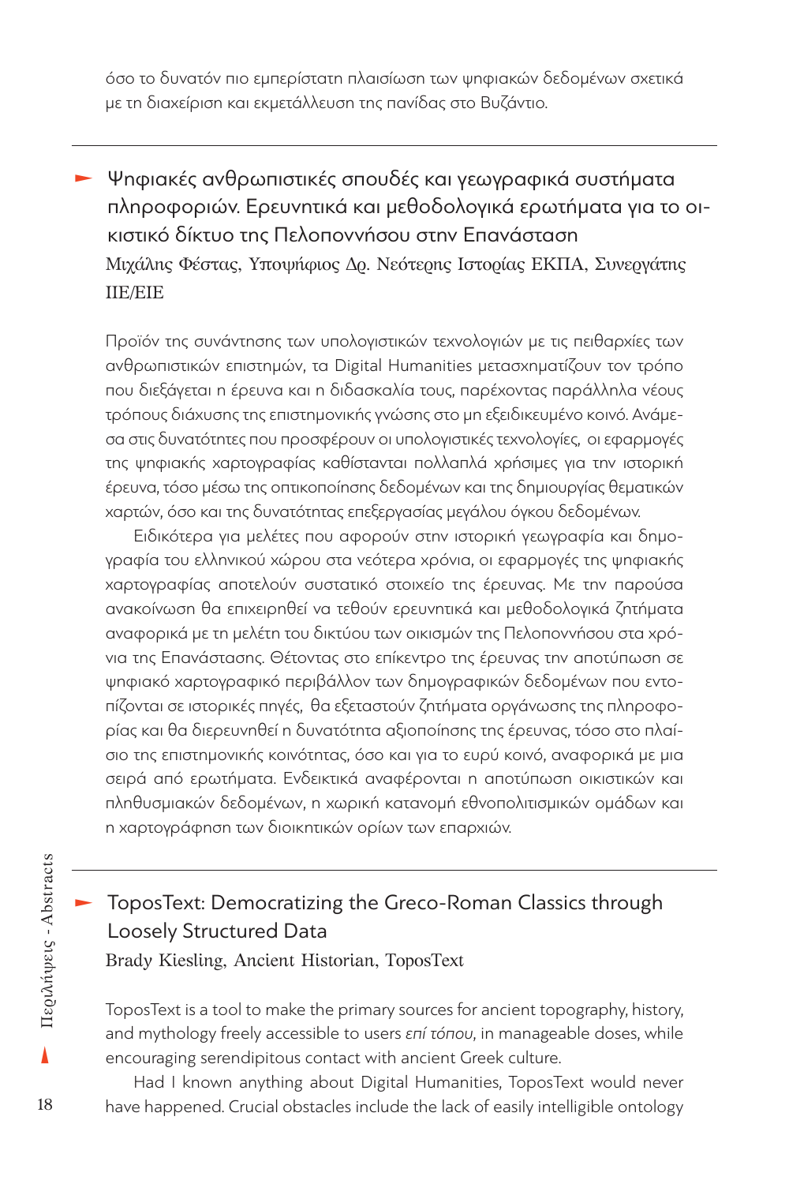όσο το δυνατόν πιο εμπεριστατη πλαισίωση των ψηφιακών δεδομένων σχετικά με τη διαχείριση και εκμετάλλευση της πανίδας στο Βυζάντιο.

---

## Ψηφιακές ανθρωπιστικές σπουδές και γεωγραφικά συστήματα πληροφοριών. Ερευνητικά και μεθοδολογικά ερωτήματα για το οικιστικό δίκτυο της Πελοποννήσου στην Επανάσταση

Μιχάλης Φέστας, Υποψήφιος Δρ. Νεότερης Ιστορίας ΕΚΠΑ, Συνεργάτης ΙΙΕ/ΕΙΕ

Προϊόν της συνάντησης των υπολογιστικών τεχνολογιών με τις πειθαρχίες των ανθρωπιστικών επιστημών, τα Digital Humanities μετασχηματίζουν τον τρόπο που διεξάγεται η έρευνα και η διδασκαλία τους, παρέχοντας παράλληλα νέους τρόπους διάχυσης της επιστημονικής γνώσης στο μη εξειδικευμένο κοινό. Ανάμεσα στις δυνατότητες που προσφέρουν οι υπολογιστικές τεχνολογίες, οι εφαρμογές της ψηφιακής χαρτογραφίας καθίστανται πολλαπλά χρήσιμες για την ιστορική έρευνα, τόσο μέσω της οπτικοποίησης δεδομένων και της δημιουργίας θεματικών χαρτών, όσο και της δυνατότητας επεξεργασίας μεγάλου όγκου δεδομένων.

Ειδικότερα για μελέτες που αφορούν στην ιστορική γεωγραφία και δημογραφία του ελληνικού χώρου στα νεότερα χρόνια, οι εφαρμογές της ψηφιακής χαρτογραφίας αποτελούν συστατικό στοιχείο της έρευνας. Με την παρούσα ανακοίνωση θα επιχειρηθεί να τεθούν ερευνητικά και μεθοδολογικά ζητήματα αναφορικά με τη μελέτη του δικτύου των οικισμών της Πελοποννήσου στα χρόνια της Επανάστασης. Θέτοντας στο επίκεντρο της έρευνας την αποτύπωση σε ψηφιακό χαρτογραφικό περιβάλλον των δημογραφικών δεδομένων που εντοπίζονται σε ιστορικές πηγές, θα εξεταστούν ζητήματα οργάνωσης της πληροφορίας και θα διερευνηθεί η δυνατότητα αξιοποίησης της έρευνας, τόσο στο πλαίσιο της επιστημονικής κοινότητας, όσο και για το ευρύ κοινό, αναφορικά με μια σειρά από ερωτήματα. Ενδεικτικά αναφέρονται η αποτύπωση οικιστικών και πληθυσμιακών δεδομένων, η χωρική κατανομή εθνοπολιτισμικών ομάδων και η χαρτογράφηση των διοικητικών ορίων των επαρχιών.

---

## ToposText: Democratizing the Greco-Roman Classics through Loosely Structured Data

Brady Kiesling, Ancient Historian, ToposText

ToposText is a tool to make the primary sources for ancient topography, history, and mythology freely accessible to users *επί τόπου*, in manageable doses, while encouraging serendipitous contact with ancient Greek culture.

Had I known anything about Digital Humanities, ToposText would never have happened. Crucial obstacles include the lack of easily intelligible ontology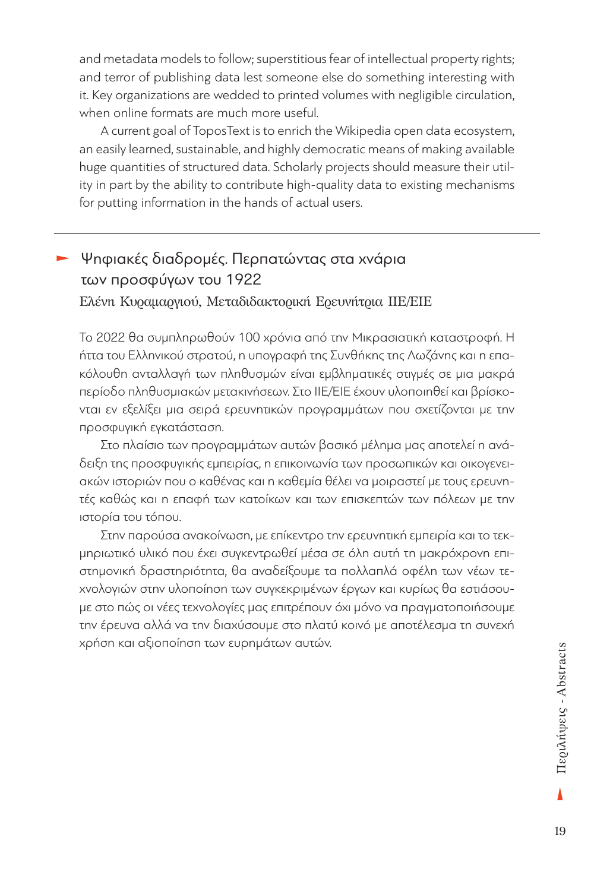and metadata models to follow; superstitious fear of intellectual property rights; and terror of publishing data lest someone else do something interesting with it. Key organizations are wedded to printed volumes with negligible circulation, when online formats are much more useful.

A current goal of ToposText is to enrich the Wikipedia open data ecosystem, an easily learned, sustainable, and highly democratic means of making available huge quantities of structured data. Scholarly projects should measure their utility in part by the ability to contribute high-quality data to existing mechanisms for putting information in the hands of actual users.

---

## Ψηφιακές διαδρομές. Περπατώντας στα χνάρια των προσφύγων του 1922

Ελένη Κυραμαργιού, Μεταδιδακτορική Ερευνήτρια ΙΙΕ/ΕΙΕ

Το 2022 θα συμπληρωθούν 100 χρόνια από την Μικρασιατική καταστροφή. Η ήττα του Ελληνικού στρατού, η υπογραφή της Συνθήκης της Λωζάνης και η επακόλουθη ανταλλαγή των πληθυσμών είναι εμβληματικές στιγμές σε μια μακρά περίοδο πληθυσμιακών μετακινήσεων. Στο ΙΙΕ/ΕΙΕ έχουν υλοποιηθεί και βρίσκονται εν εξελίξει μια σειρά ερευνητικών προγραμμάτων που σχετίζονται με την προσφυγική εγκατάσταση.

Στο πλαίσιο των προγραμμάτων αυτών βασικό μέλημα μας αποτελεί η ανάδειξη της προσφυγικής εμπειρίας, η επικοινωνία των προσωπικών και οικογενειακών ιστοριών που ο καθένας και η καθεμία θέλει να μοιραστεί με τους ερευνητές καθώς και η επαφή των κατοίκων και των επισκεπτών των πόλεων με την ιστορία του τόπου.

Στην παρούσα ανακοίνωση, με επίκεντρο την ερευνητική εμπειρία και το τεκμηριωτικό υλικό που έχει συγκεντρωθεί μέσα σε όλη αυτή τη μακρόχρονη επιστημονική δραστηριότητα, θα αναδείξουμε τα πολλαπλά οφέλη των νέων τεχνολογιών στην υλοποίηση των συγκεκριμένων έργων και κυρίως θα εστιάσουμε στο πώς οι νέες τεχνολογίες μας επιτρέπουν όχι μόνο να πραγματοποιήσουμε την έρευνα αλλά να την διαχύσουμε στο πλατύ κοινό με αποτέλεσμα τη συνεχή χρήση και αξιοποίηση των ευρημάτων αυτών.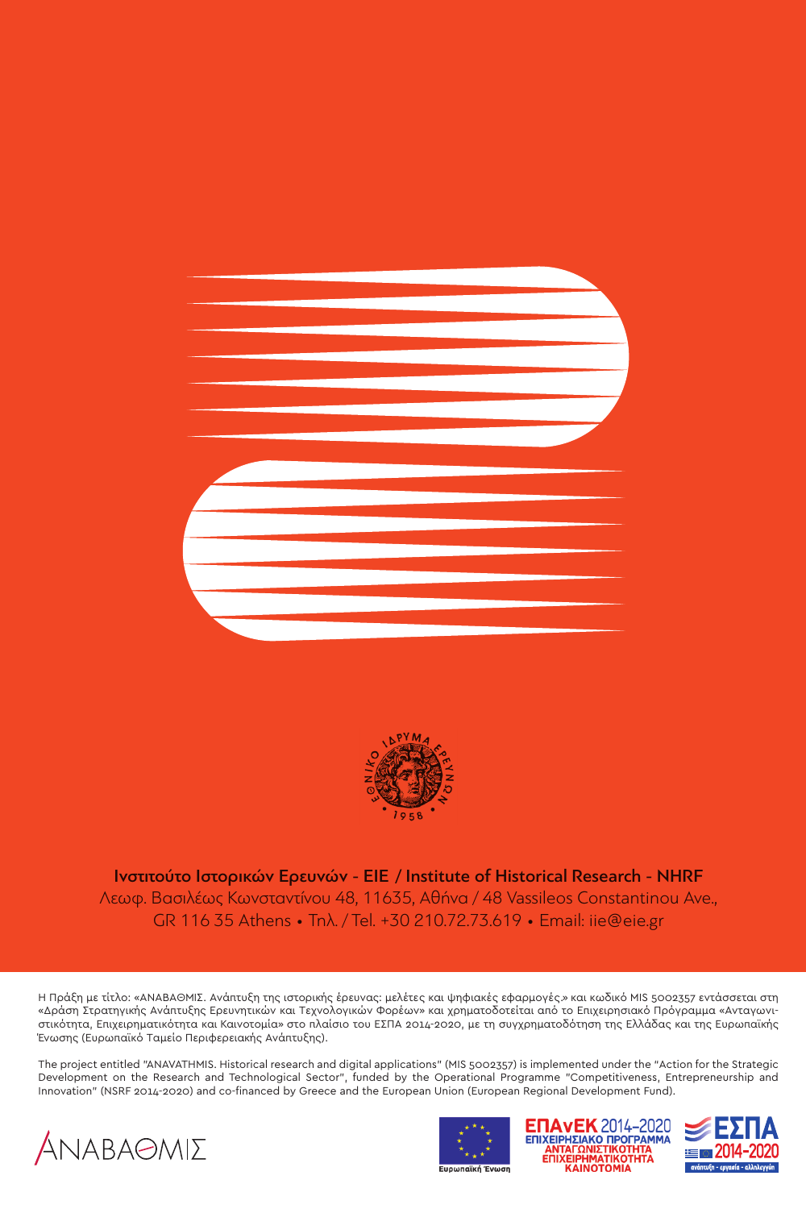**Ινστιτούτο Ιστορικών Ερευνών - ΕΙΕ / Institute of Historical Research - NHRF**

Λεωφ. Βασιλέως Κωνσταντίνου 48, 11635, Αθήνα / 48 Vassileos Constantinou Ave., GR 116 35 Athens • Τηλ. / Tel. +30 210.72.73.619 • Email: iie@eie.gr

Η Πράξη με τίτλο: «ΑΝΑΒΑΘΜΙΣ. Ανάπτυξη της ιστορικής έρευνας: μελέτες και ψηφιακές εφαρμογές.» και κωδικό MIS 5002357 εντάσσεται στη «Δράση Στρατηγικής Ανάπτυξης Ερευνητικών και Τεχνολογικών Φορέων» και χρηματοδοτείται από το Επιχειρησιακό Πρόγραμμα «Ανταγωνιστικότητα, Επιχειρηματικότητα και Καινοτομία» στο πλαίσιο του ΕΣΠΑ 2014-2020, με τη συγχρηματοδότηση της Ελλάδας και της Ευρωπαϊκής Ένωσης (Ευρωπαϊκό Ταμείο Περιφερειακής Ανάπτυξης).

The project entitled "ANAVATHMIS. Historical research and digital applications" (MIS 5002357) is implemented under the "Action for the Strategic Development on the Research and Technological Sector", funded by the Operational Programme "Competitiveness, Entrepreneurship and Innovation" (NSRF 2014-2020) and co-financed by Greece and the European Union (European Regional Development Fund).